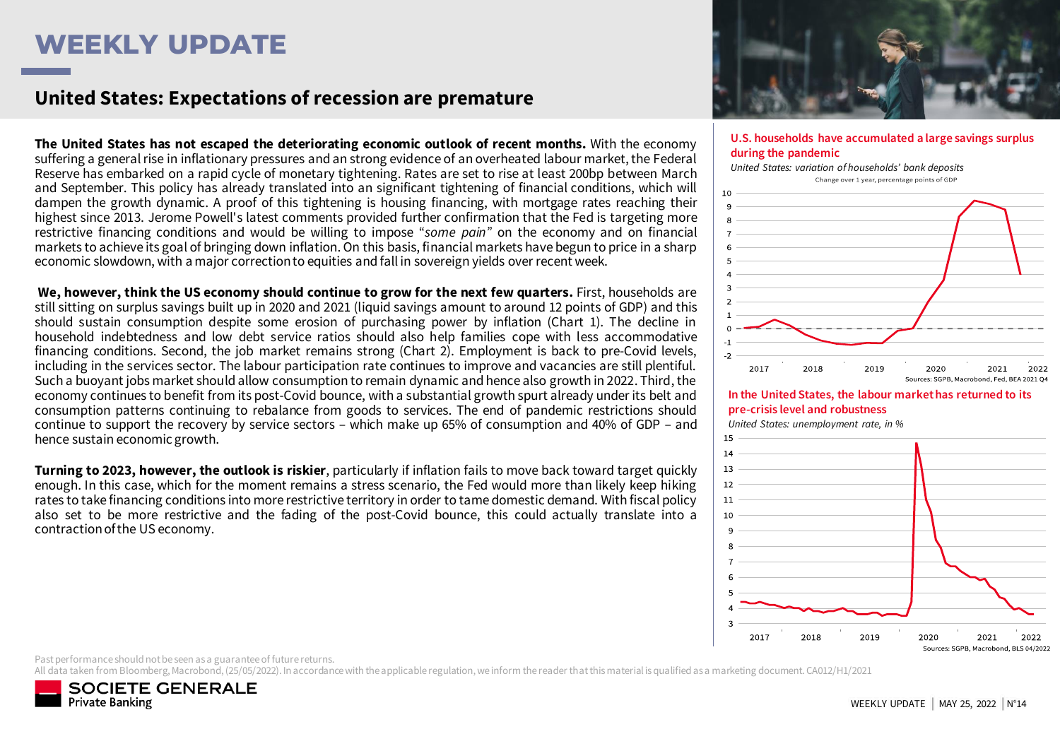# WEEKLY UPDATE

## United States: Expectations of recession are premature

**The United States has not escaped the deteriorating economic outlook of recent months.** With the economy suffering a general rise in inflationary pressures and an strong evidence of an overheated labour market, the Federal Reserve has embarked on a rapid cycle of monetary tightening. Rates are set to rise at least 200bp between March and September. This policy has already translated into an significant tightening of financial conditions, which will dampen the growth dynamic. A proof of this tightening is housing financing, with mortgage rates reaching their highest since 2013. Jerome Powell's latest comments provided further confirmation that the Fed is targeting more restrictive financing conditions and would be willing to impose "*some pain*" on the economy and on financial markets to achieve its goal of bringing down inflation. On this basis, financial markets have begun to price in a sharp economic slowdown, with a major correction to equities and fall in sovereign yields over recent week.

**We, however, think the US economy should continue to grow for the next few quarters.** First, households are still sitting on surplus savings built up in 2020 and 2021 (liquid savings amount to around 12 points of GDP) and this should sustain consumption despite some erosion of purchasing power by inflation (Chart 1). The decline in household indebtedness and low debt service ratios should also help families cope with less accommodative financing conditions. Second, the job market remains strong (Chart 2). Employment is back to pre-Covid levels, including in the services sector. The labour participation rate continues to improve and vacancies are still plentiful. Such a buoyant jobs market should allow consumption to remain dynamic and hence also growth in 2022. Third, the economy continues to benefit from its post-Covid bounce, with a substantial growth spurt already under its belt and consumption patterns continuing to rebalance from goods to services. The end of pandemic restrictions should continue to support the recovery by service sectors – which make up 65% of consumption and 40% of GDP – and hence sustain economic growth.

**Turning to 2023, however, the outlook is riskier**, particularly if inflation fails to move back toward target quickly enough. In this case, which for the moment remains a stress scenario, the Fed would more than likely keep hiking rates to take financing conditions into more restrictive territory in order to tame domestic demand. With fiscal policy also set to be more restrictive and the fading of the post-Covid bounce, this could actually translate into a contraction of the US economy.

**U.S. households have accumulated a large savings surplus during the pandemic**

*United States: variation of households' bank deposits*

Change over 1 year, percentage points of GDP

Sources: SGPB, Macrobond, Fed, BEA 2021 Q4

**In the United States, the labour market has returned to its pre-crisis level and robustness**

*United States: unemployment rate, in %*

Sources: SGPB, Macrobond, BLS 04/2022

Past performance should not be seen as a guarantee of future returns.

All data taken from Bloomberg, Macrobond, (25/05/2022). In accordance with the applicable regulation, we inform the reader that this material is qualified as a marketing document. CA012/H1/2021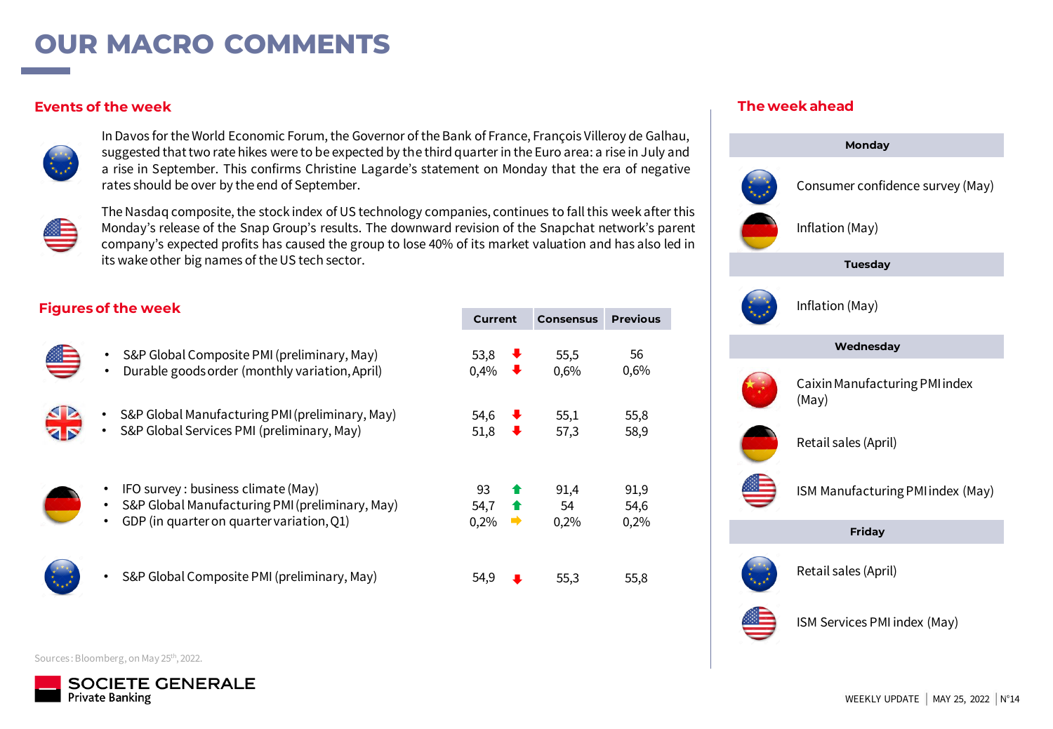# OUR MACRO COMMENTS

## Events of the week

In Davos for the World Economic Forum, the Governor of the Bank of France, François Villeroy de Galhau, suggested that two rate hikes were to be expected by the third quarter in the Euro area: a rise in July and a rise in September. This confirms Christine Lagarde's statement on Monday that the era of negative rates should be over by the end of September.

The Nasdaq composite, the stock index of US technology companies, continues to fall this week after this Monday's release of the Snap Group's results. The downward revision of the Snapchat network's parent company's expected profits has caused the group to lose 40% of its market valuation and has also led in its wake other big names of the US tech sector.

## Figures of the week

| Country | Indicator | Current | Trend | Consensus | Previous |
|---|---|---|---|---|---|
| US | S&P Global Composite PMI (preliminary, May) | 53,8 | ↓ | 55,5 | 56 |
| US | Durable goods order (monthly variation, April) | 0,4% | ↓ | 0,6% | 0,6% |
| UK | S&P Global Manufacturing PMI (preliminary, May) | 54,6 | ↓ | 55,1 | 55,8 |
| UK | S&P Global Services PMI (preliminary, May) | 51,8 | ↓ | 57,3 | 58,9 |
| Germany | IFO survey : business climate (May) | 93 | ↑ | 91,4 | 91,9 |
| Germany | S&P Global Manufacturing PMI (preliminary, May) | 54,7 | ↑ | 54 | 54,6 |
| Germany | GDP (in quarter on quarter variation, Q1) | 0,2% | → | 0,2% | 0,2% |
| Euro area | S&P Global Composite PMI (preliminary, May) | 54,9 | ↓ | 55,3 | 55,8 |

Sources : Bloomberg, on May 25th, 2022.

## The week ahead

**Monday**
- Euro area: Consumer confidence survey (May)
- Germany: Inflation (May)

**Tuesday**
- Euro area: Inflation (May)

**Wednesday**
- China: Caixin Manufacturing PMI index (May)
- Germany: Retail sales (April)
- US: ISM Manufacturing PMI index (May)

**Friday**
- Euro area: Retail sales (April)
- US: ISM Services PMI index (May)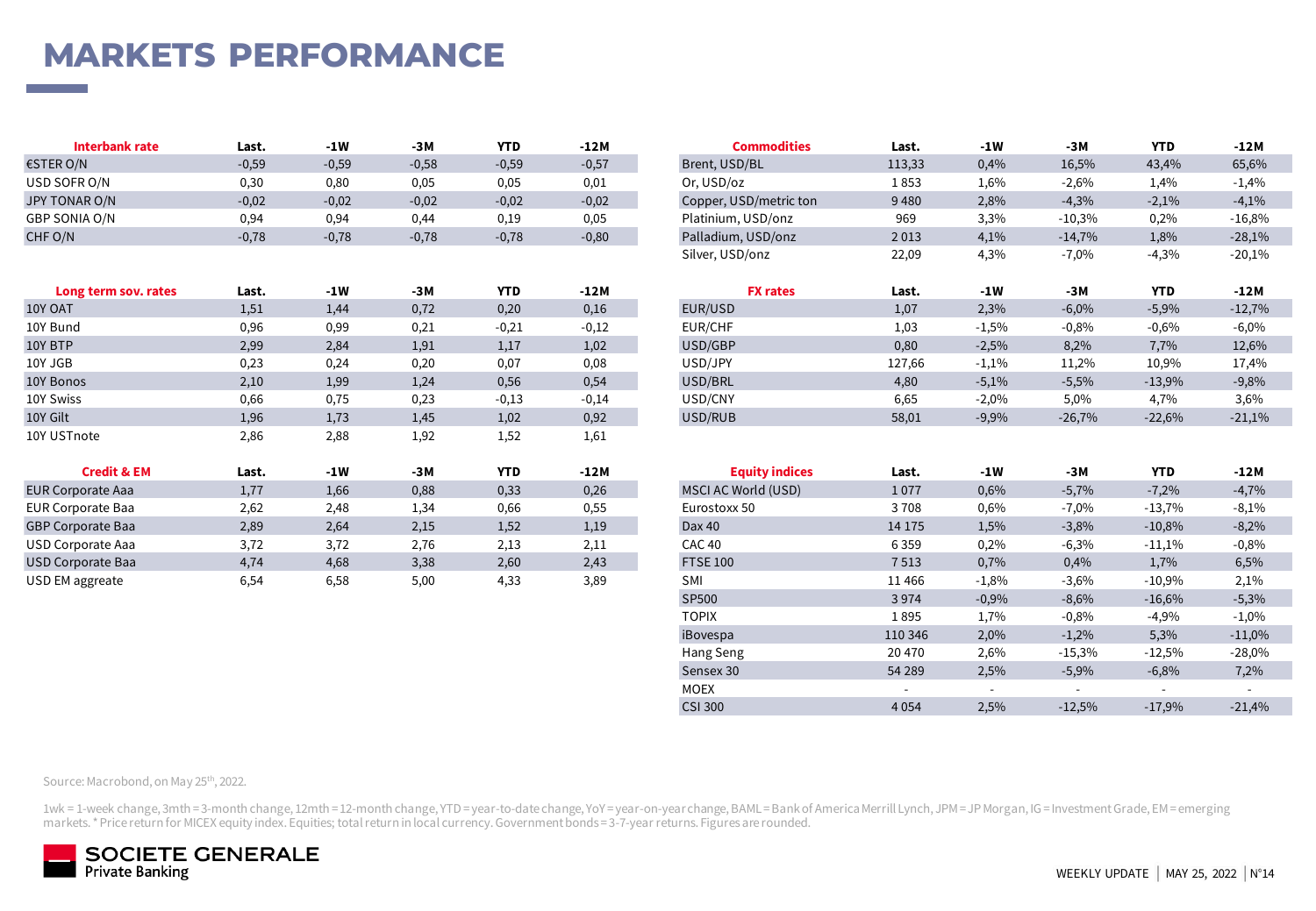# MARKETS PERFORMANCE

| Interbank rate | Last. | -1W | -3M | YTD | -12M |
|---|---|---|---|---|---|
| €STER O/N | -0,59 | -0,59 | -0,58 | -0,59 | -0,57 |
| USD SOFR O/N | 0,30 | 0,80 | 0,05 | 0,05 | 0,01 |
| JPY TONAR O/N | -0,02 | -0,02 | -0,02 | -0,02 | -0,02 |
| GBP SONIA O/N | 0,94 | 0,94 | 0,44 | 0,19 | 0,05 |
| CHF O/N | -0,78 | -0,78 | -0,78 | -0,78 | -0,80 |

| Long term sov. rates | Last. | -1W | -3M | YTD | -12M |
|---|---|---|---|---|---|
| 10Y OAT | 1,51 | 1,44 | 0,72 | 0,20 | 0,16 |
| 10Y Bund | 0,96 | 0,99 | 0,21 | -0,21 | -0,12 |
| 10Y BTP | 2,99 | 2,84 | 1,91 | 1,17 | 1,02 |
| 10Y JGB | 0,23 | 0,24 | 0,20 | 0,07 | 0,08 |
| 10Y Bonos | 2,10 | 1,99 | 1,24 | 0,56 | 0,54 |
| 10Y Swiss | 0,66 | 0,75 | 0,23 | -0,13 | -0,14 |
| 10Y Gilt | 1,96 | 1,73 | 1,45 | 1,02 | 0,92 |
| 10Y USTnote | 2,86 | 2,88 | 1,92 | 1,52 | 1,61 |

| Credit & EM | Last. | -1W | -3M | YTD | -12M |
|---|---|---|---|---|---|
| EUR Corporate Aaa | 1,77 | 1,66 | 0,88 | 0,33 | 0,26 |
| EUR Corporate Baa | 2,62 | 2,48 | 1,34 | 0,66 | 0,55 |
| GBP Corporate Baa | 2,89 | 2,64 | 2,15 | 1,52 | 1,19 |
| USD Corporate Aaa | 3,72 | 3,72 | 2,76 | 2,13 | 2,11 |
| USD Corporate Baa | 4,74 | 4,68 | 3,38 | 2,60 | 2,43 |
| USD EM aggreate | 6,54 | 6,58 | 5,00 | 4,33 | 3,89 |

| Commodities | Last. | -1W | -3M | YTD | -12M |
|---|---|---|---|---|---|
| Brent, USD/BL | 113,33 | 0,4% | 16,5% | 43,4% | 65,6% |
| Or, USD/oz | 1 853 | 1,6% | -2,6% | 1,4% | -1,4% |
| Copper, USD/metric ton | 9 480 | 2,8% | -4,3% | -2,1% | -4,1% |
| Platinium, USD/onz | 969 | 3,3% | -10,3% | 0,2% | -16,8% |
| Palladium, USD/onz | 2 013 | 4,1% | -14,7% | 1,8% | -28,1% |
| Silver, USD/onz | 22,09 | 4,3% | -7,0% | -4,3% | -20,1% |

| FX rates | Last. | -1W | -3M | YTD | -12M |
|---|---|---|---|---|---|
| EUR/USD | 1,07 | 2,3% | -6,0% | -5,9% | -12,7% |
| EUR/CHF | 1,03 | -1,5% | -0,8% | -0,6% | -6,0% |
| USD/GBP | 0,80 | -2,5% | 8,2% | 7,7% | 12,6% |
| USD/JPY | 127,66 | -1,1% | 11,2% | 10,9% | 17,4% |
| USD/BRL | 4,80 | -5,1% | -5,5% | -13,9% | -9,8% |
| USD/CNY | 6,65 | -2,0% | 5,0% | 4,7% | 3,6% |
| USD/RUB | 58,01 | -9,9% | -26,7% | -22,6% | -21,1% |

| Equity indices | Last. | -1W | -3M | YTD | -12M |
|---|---|---|---|---|---|
| MSCI AC World (USD) | 1 077 | 0,6% | -5,7% | -7,2% | -4,7% |
| Eurostoxx 50 | 3 708 | 0,6% | -7,0% | -13,7% | -8,1% |
| Dax 40 | 14 175 | 1,5% | -3,8% | -10,8% | -8,2% |
| CAC 40 | 6 359 | 0,2% | -6,3% | -11,1% | -0,8% |
| FTSE 100 | 7 513 | 0,7% | 0,4% | 1,7% | 6,5% |
| SMI | 11 466 | -1,8% | -3,6% | -10,9% | 2,1% |
| SP500 | 3 974 | -0,9% | -8,6% | -16,6% | -5,3% |
| TOPIX | 1 895 | 1,7% | -0,8% | -4,9% | -1,0% |
| iBovespa | 110 346 | 2,0% | -1,2% | 5,3% | -11,0% |
| Hang Seng | 20 470 | 2,6% | -15,3% | -12,5% | -28,0% |
| Sensex 30 | 54 289 | 2,5% | -5,9% | -6,8% | 7,2% |
| MOEX | - | - | - | - | - |
| CSI 300 | 4 054 | 2,5% | -12,5% | -17,9% | -21,4% |

Source: Macrobond, on May 25th, 2022.

1wk = 1-week change, 3mth = 3-month change, 12mth = 12-month change, YTD = year-to-date change, YoY = year-on-year change, BAML = Bank of America Merrill Lynch, JPM = JP Morgan, IG = Investment Grade, EM = emerging markets. * Price return for MICEX equity index. Equities; total return in local currency. Government bonds = 3-7-year returns. Figures are rounded.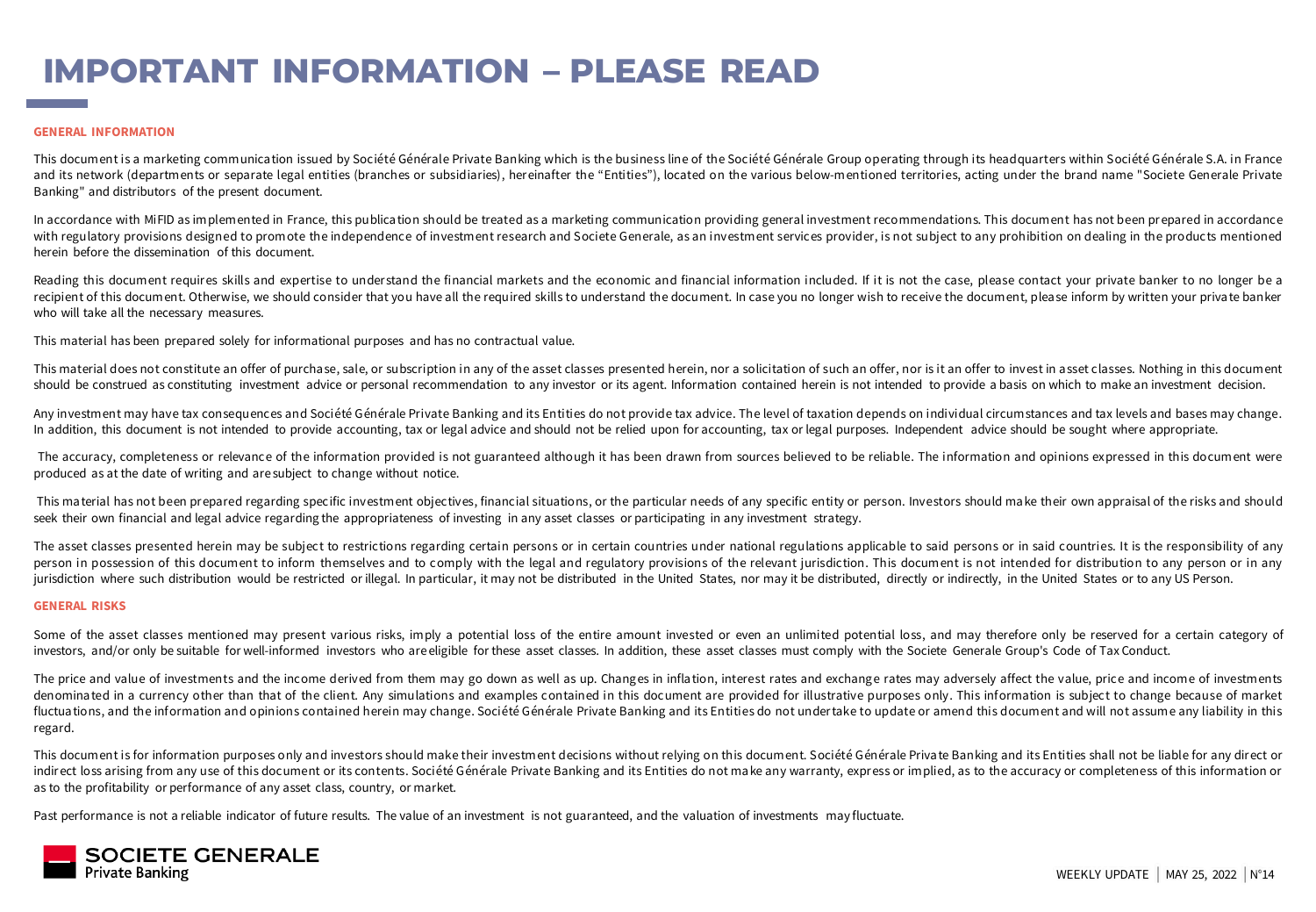# IMPORTANT INFORMATION – PLEASE READ

## GENERAL INFORMATION

This document is a marketing communication issued by Société Générale Private Banking which is the business line of the Société Générale Group operating through its headquarters within Société Générale S.A. in France and its network (departments or separate legal entities (branches or subsidiaries), hereinafter the "Entities"), located on the various below-mentioned territories, acting under the brand name "Societe Generale Private Banking" and distributors of the present document.

In accordance with MiFID as implemented in France, this publication should be treated as a marketing communication providing general investment recommendations. This document has not been prepared in accordance with regulatory provisions designed to promote the independence of investment research and Societe Generale, as an investment services provider, is not subject to any prohibition on dealing in the products mentioned herein before the dissemination of this document.

Reading this document requires skills and expertise to understand the financial markets and the economic and financial information included. If it is not the case, please contact your private banker to no longer be a recipient of this document. Otherwise, we should consider that you have all the required skills to understand the document. In case you no longer wish to receive the document, please inform by written your private banker who will take all the necessary measures.

This material has been prepared solely for informational purposes and has no contractual value.

This material does not constitute an offer of purchase, sale, or subscription in any of the asset classes presented herein, nor a solicitation of such an offer, nor is it an offer to invest in asset classes. Nothing in this document should be construed as constituting investment advice or personal recommendation to any investor or its agent. Information contained herein is not intended to provide a basis on which to make an investment decision.

Any investment may have tax consequences and Société Générale Private Banking and its Entities do not provide tax advice. The level of taxation depends on individual circumstances and tax levels and bases may change. In addition, this document is not intended to provide accounting, tax or legal advice and should not be relied upon for accounting, tax or legal purposes. Independent advice should be sought where appropriate.

The accuracy, completeness or relevance of the information provided is not guaranteed although it has been drawn from sources believed to be reliable. The information and opinions expressed in this document were produced as at the date of writing and are subject to change without notice.

This material has not been prepared regarding specific investment objectives, financial situations, or the particular needs of any specific entity or person. Investors should make their own appraisal of the risks and should seek their own financial and legal advice regarding the appropriateness of investing in any asset classes or participating in any investment strategy.

The asset classes presented herein may be subject to restrictions regarding certain persons or in certain countries under national regulations applicable to said persons or in said countries. It is the responsibility of any person in possession of this document to inform themselves and to comply with the legal and regulatory provisions of the relevant jurisdiction. This document is not intended for distribution to any person or in any jurisdiction where such distribution would be restricted or illegal. In particular, it may not be distributed in the United States, nor may it be distributed, directly or indirectly, in the United States or to any US Person.

## GENERAL RISKS

Some of the asset classes mentioned may present various risks, imply a potential loss of the entire amount invested or even an unlimited potential loss, and may therefore only be reserved for a certain category of investors, and/or only be suitable for well-informed investors who are eligible for these asset classes. In addition, these asset classes must comply with the Societe Generale Group's Code of Tax Conduct.

The price and value of investments and the income derived from them may go down as well as up. Changes in inflation, interest rates and exchange rates may adversely affect the value, price and income of investments denominated in a currency other than that of the client. Any simulations and examples contained in this document are provided for illustrative purposes only. This information is subject to change because of market fluctuations, and the information and opinions contained herein may change. Société Générale Private Banking and its Entities do not undertake to update or amend this document and will not assume any liability in this regard.

This document is for information purposes only and investors should make their investment decisions without relying on this document. Société Générale Private Banking and its Entities shall not be liable for any direct or indirect loss arising from any use of this document or its contents. Société Générale Private Banking and its Entities do not make any warranty, express or implied, as to the accuracy or completeness of this information or as to the profitability or performance of any asset class, country, or market.

Past performance is not a reliable indicator of future results. The value of an investment is not guaranteed, and the valuation of investments may fluctuate.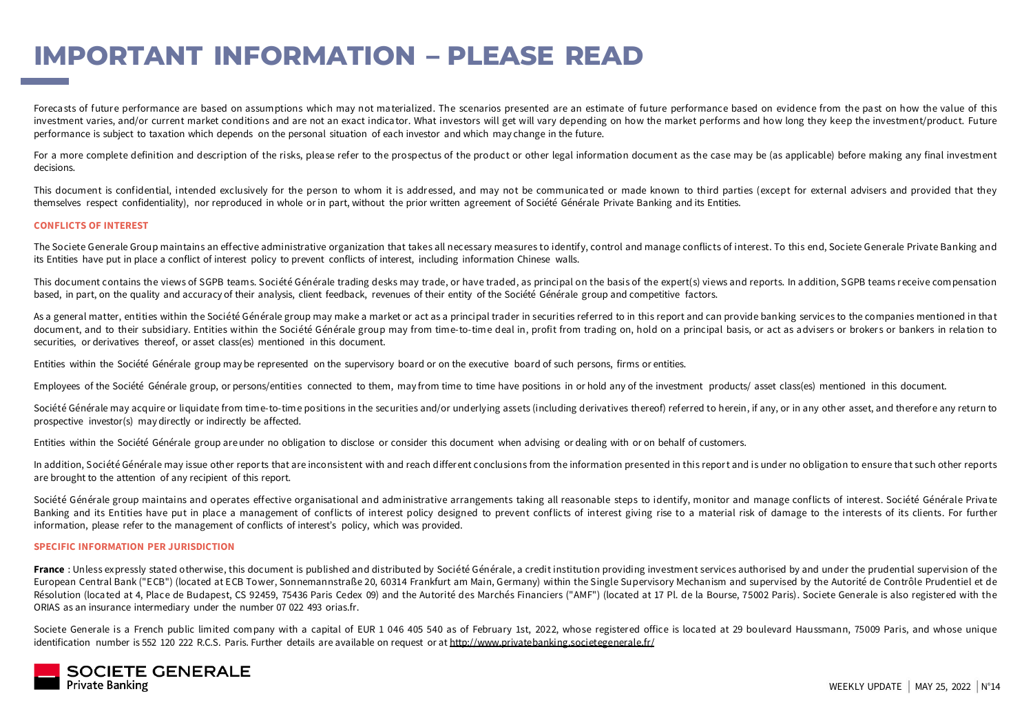# IMPORTANT INFORMATION – PLEASE READ

Forecasts of future performance are based on assumptions which may not materialized. The scenarios presented are an estimate of future performance based on evidence from the past on how the value of this investment varies, and/or current market conditions and are not an exact indicator. What investors will get will vary depending on how the market performs and how long they keep the investment/product. Future performance is subject to taxation which depends on the personal situation of each investor and which may change in the future.

For a more complete definition and description of the risks, please refer to the prospectus of the product or other legal information document as the case may be (as applicable) before making any final investment decisions.

This document is confidential, intended exclusively for the person to whom it is addressed, and may not be communicated or made known to third parties (except for external advisers and provided that they themselves respect confidentiality), nor reproduced in whole or in part, without the prior written agreement of Société Générale Private Banking and its Entities.

## CONFLICTS OF INTEREST

The Societe Generale Group maintains an effective administrative organization that takes all necessary measures to identify, control and manage conflicts of interest. To this end, Societe Generale Private Banking and its Entities have put in place a conflict of interest policy to prevent conflicts of interest, including information Chinese walls.

This document contains the views of SGPB teams. Société Générale trading desks may trade, or have traded, as principal on the basis of the expert(s) views and reports. In addition, SGPB teams receive compensation based, in part, on the quality and accuracy of their analysis, client feedback, revenues of their entity of the Société Générale group and competitive factors.

As a general matter, entities within the Société Générale group may make a market or act as a principal trader in securities referred to in this report and can provide banking services to the companies mentioned in that document, and to their subsidiary. Entities within the Société Générale group may from time-to-time deal in, profit from trading on, hold on a principal basis, or act as advisers or brokers or bankers in relation to securities, or derivatives thereof, or asset class(es) mentioned in this document.

Entities within the Société Générale group may be represented on the supervisory board or on the executive board of such persons, firms or entities.

Employees of the Société Générale group, or persons/entities connected to them, may from time to time have positions in or hold any of the investment products/ asset class(es) mentioned in this document.

Société Générale may acquire or liquidate from time-to-time positions in the securities and/or underlying assets (including derivatives thereof) referred to herein, if any, or in any other asset, and therefore any return to prospective investor(s) may directly or indirectly be affected.

Entities within the Société Générale group are under no obligation to disclose or consider this document when advising or dealing with or on behalf of customers.

In addition, Société Générale may issue other reports that are inconsistent with and reach different conclusions from the information presented in this report and is under no obligation to ensure that such other reports are brought to the attention of any recipient of this report.

Société Générale group maintains and operates effective organisational and administrative arrangements taking all reasonable steps to identify, monitor and manage conflicts of interest. Société Générale Private Banking and its Entities have put in place a management of conflicts of interest policy designed to prevent conflicts of interest giving rise to a material risk of damage to the interests of its clients. For further information, please refer to the management of conflicts of interest's policy, which was provided.

## SPECIFIC INFORMATION PER JURISDICTION

**France** : Unless expressly stated otherwise, this document is published and distributed by Société Générale, a credit institution providing investment services authorised by and under the prudential supervision of the European Central Bank ("ECB") (located at ECB Tower, Sonnemannstraße 20, 60314 Frankfurt am Main, Germany) within the Single Supervisory Mechanism and supervised by the Autorité de Contrôle Prudentiel et de Résolution (located at 4, Place de Budapest, CS 92459, 75436 Paris Cedex 09) and the Autorité des Marchés Financiers ("AMF") (located at 17 Pl. de la Bourse, 75002 Paris). Societe Generale is also registered with the ORIAS as an insurance intermediary under the number 07 022 493 orias.fr.

Societe Generale is a French public limited company with a capital of EUR 1 046 405 540 as of February 1st, 2022, whose registered office is located at 29 boulevard Haussmann, 75009 Paris, and whose unique identification number is 552 120 222 R.C.S. Paris. Further details are available on request or at http://www.privatebanking.societegenerale.fr/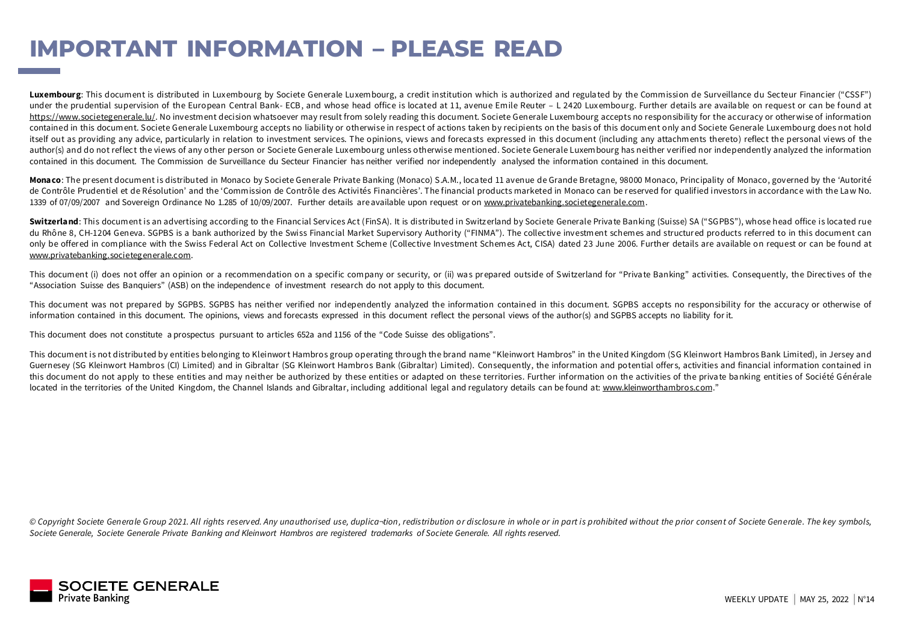# IMPORTANT INFORMATION – PLEASE READ

**Luxembourg**: This document is distributed in Luxembourg by Societe Generale Luxembourg, a credit institution which is authorized and regulated by the Commission de Surveillance du Secteur Financier ("CSSF") under the prudential supervision of the European Central Bank- ECB, and whose head office is located at 11, avenue Emile Reuter – L 2420 Luxembourg. Further details are available on request or can be found at https://www.societegenerale.lu/. No investment decision whatsoever may result from solely reading this document. Societe Generale Luxembourg accepts no responsibility for the accuracy or otherwise of information contained in this document. Societe Generale Luxembourg accepts no liability or otherwise in respect of actions taken by recipients on the basis of this document only and Societe Generale Luxembourg does not hold itself out as providing any advice, particularly in relation to investment services. The opinions, views and forecasts expressed in this document (including any attachments thereto) reflect the personal views of the author(s) and do not reflect the views of any other person or Societe Generale Luxembourg unless otherwise mentioned. Societe Generale Luxembourg has neither verified nor independently analyzed the information contained in this document. The Commission de Surveillance du Secteur Financier has neither verified nor independently analysed the information contained in this document.

**Monaco**: The present document is distributed in Monaco by Societe Generale Private Banking (Monaco) S.A.M., located 11 avenue de Grande Bretagne, 98000 Monaco, Principality of Monaco, governed by the 'Autorité de Contrôle Prudentiel et de Résolution' and the 'Commission de Contrôle des Activités Financières'. The financial products marketed in Monaco can be reserved for qualified investors in accordance with the Law No. 1339 of 07/09/2007 and Sovereign Ordinance No 1.285 of 10/09/2007. Further details are available upon request or on www.privatebanking.societegenerale.com.

**Switzerland**: This document is an advertising according to the Financial Services Act (FinSA). It is distributed in Switzerland by Societe Generale Private Banking (Suisse) SA ("SGPBS"), whose head office is located rue du Rhône 8, CH-1204 Geneva. SGPBS is a bank authorized by the Swiss Financial Market Supervisory Authority ("FINMA"). The collective investment schemes and structured products referred to in this document can only be offered in compliance with the Swiss Federal Act on Collective Investment Scheme (Collective Investment Schemes Act, CISA) dated 23 June 2006. Further details are available on request or can be found at www.privatebanking.societegenerale.com.

This document (i) does not offer an opinion or a recommendation on a specific company or security, or (ii) was prepared outside of Switzerland for "Private Banking" activities. Consequently, the Directives of the "Association Suisse des Banquiers" (ASB) on the independence of investment research do not apply to this document.

This document was not prepared by SGPBS. SGPBS has neither verified nor independently analyzed the information contained in this document. SGPBS accepts no responsibility for the accuracy or otherwise of information contained in this document. The opinions, views and forecasts expressed in this document reflect the personal views of the author(s) and SGPBS accepts no liability for it.

This document does not constitute a prospectus pursuant to articles 652a and 1156 of the "Code Suisse des obligations".

This document is not distributed by entities belonging to Kleinwort Hambros group operating through the brand name "Kleinwort Hambros" in the United Kingdom (SG Kleinwort Hambros Bank Limited), in Jersey and Guernesey (SG Kleinwort Hambros (CI) Limited) and in Gibraltar (SG Kleinwort Hambros Bank (Gibraltar) Limited). Consequently, the information and potential offers, activities and financial information contained in this document do not apply to these entities and may neither be authorized by these entities or adapted on these territories. Further information on the activities of the private banking entities of Société Générale located in the territories of the United Kingdom, the Channel Islands and Gibraltar, including additional legal and regulatory details can be found at: www.kleinworthambros.com."

*© Copyright Societe Generale Group 2021. All rights reserved. Any unauthorised use, duplica¬tion, redistribution or disclosure in whole or in part is prohibited without the prior consent of Societe Generale. The key symbols, Societe Generale, Societe Generale Private Banking and Kleinwort Hambros are registered trademarks of Societe Generale. All rights reserved.*

SOCIETE GENERALE
Private Banking